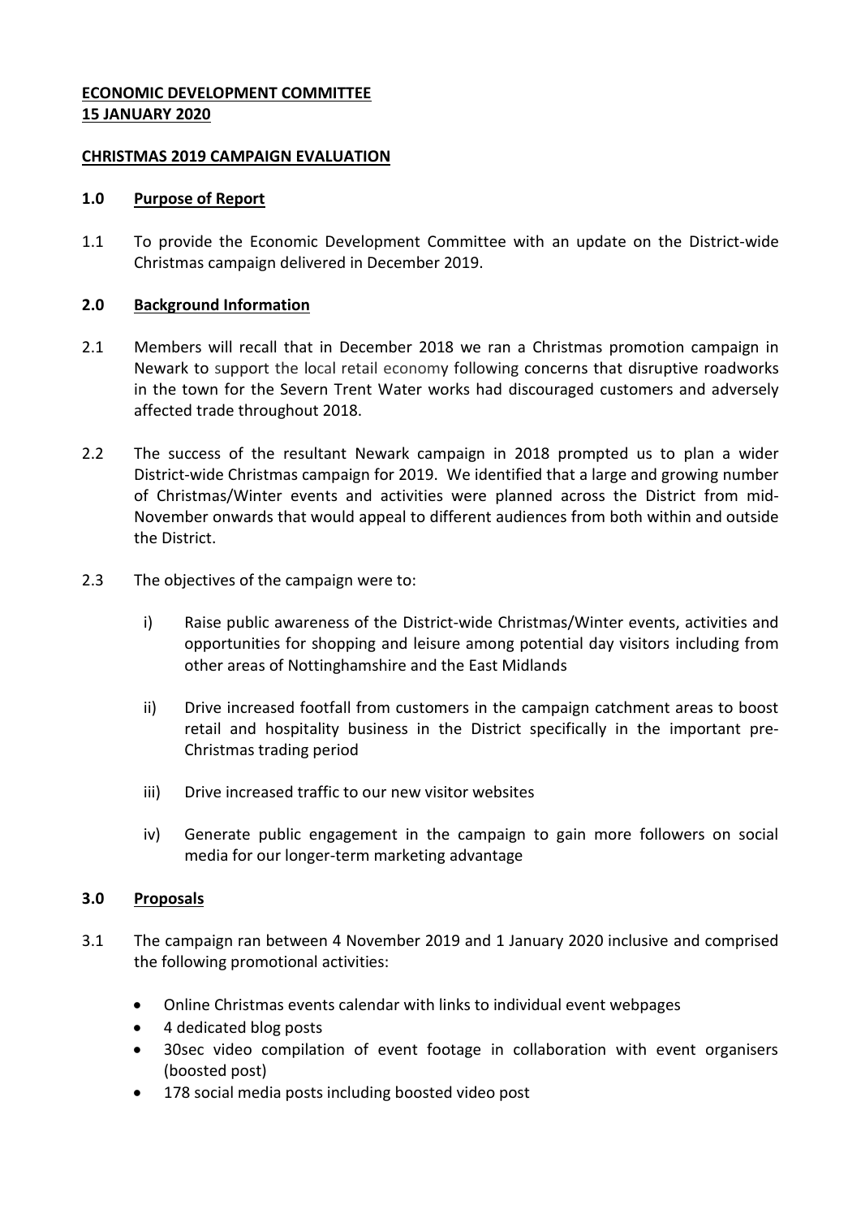**ECONOMIC DEVELOPMENT COMMITTEE**
**15 JANUARY 2020**

**CHRISTMAS 2019 CAMPAIGN EVALUATION**

## 1.0 Purpose of Report

1.1 To provide the Economic Development Committee with an update on the District-wide Christmas campaign delivered in December 2019.

## 2.0 Background Information

2.1 Members will recall that in December 2018 we ran a Christmas promotion campaign in Newark to support the local retail economy following concerns that disruptive roadworks in the town for the Severn Trent Water works had discouraged customers and adversely affected trade throughout 2018.

2.2 The success of the resultant Newark campaign in 2018 prompted us to plan a wider District-wide Christmas campaign for 2019. We identified that a large and growing number of Christmas/Winter events and activities were planned across the District from mid-November onwards that would appeal to different audiences from both within and outside the District.

2.3 The objectives of the campaign were to:

i) Raise public awareness of the District-wide Christmas/Winter events, activities and opportunities for shopping and leisure among potential day visitors including from other areas of Nottinghamshire and the East Midlands

ii) Drive increased footfall from customers in the campaign catchment areas to boost retail and hospitality business in the District specifically in the important pre-Christmas trading period

iii) Drive increased traffic to our new visitor websites

iv) Generate public engagement in the campaign to gain more followers on social media for our longer-term marketing advantage

## 3.0 Proposals

3.1 The campaign ran between 4 November 2019 and 1 January 2020 inclusive and comprised the following promotional activities:

- Online Christmas events calendar with links to individual event webpages
- 4 dedicated blog posts
- 30sec video compilation of event footage in collaboration with event organisers (boosted post)
- 178 social media posts including boosted video post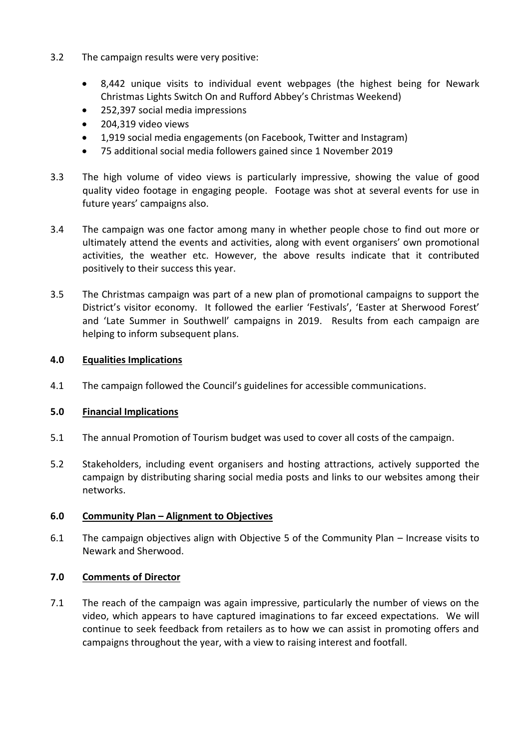3.2 The campaign results were very positive:

- 8,442 unique visits to individual event webpages (the highest being for Newark Christmas Lights Switch On and Rufford Abbey's Christmas Weekend)
- 252,397 social media impressions
- 204,319 video views
- 1,919 social media engagements (on Facebook, Twitter and Instagram)
- 75 additional social media followers gained since 1 November 2019

3.3 The high volume of video views is particularly impressive, showing the value of good quality video footage in engaging people. Footage was shot at several events for use in future years' campaigns also.

3.4 The campaign was one factor among many in whether people chose to find out more or ultimately attend the events and activities, along with event organisers' own promotional activities, the weather etc. However, the above results indicate that it contributed positively to their success this year.

3.5 The Christmas campaign was part of a new plan of promotional campaigns to support the District's visitor economy. It followed the earlier 'Festivals', 'Easter at Sherwood Forest' and 'Late Summer in Southwell' campaigns in 2019. Results from each campaign are helping to inform subsequent plans.

## 4.0 Equalities Implications

4.1 The campaign followed the Council's guidelines for accessible communications.

## 5.0 Financial Implications

5.1 The annual Promotion of Tourism budget was used to cover all costs of the campaign.

5.2 Stakeholders, including event organisers and hosting attractions, actively supported the campaign by distributing sharing social media posts and links to our websites among their networks.

## 6.0 Community Plan – Alignment to Objectives

6.1 The campaign objectives align with Objective 5 of the Community Plan – Increase visits to Newark and Sherwood.

## 7.0 Comments of Director

7.1 The reach of the campaign was again impressive, particularly the number of views on the video, which appears to have captured imaginations to far exceed expectations. We will continue to seek feedback from retailers as to how we can assist in promoting offers and campaigns throughout the year, with a view to raising interest and footfall.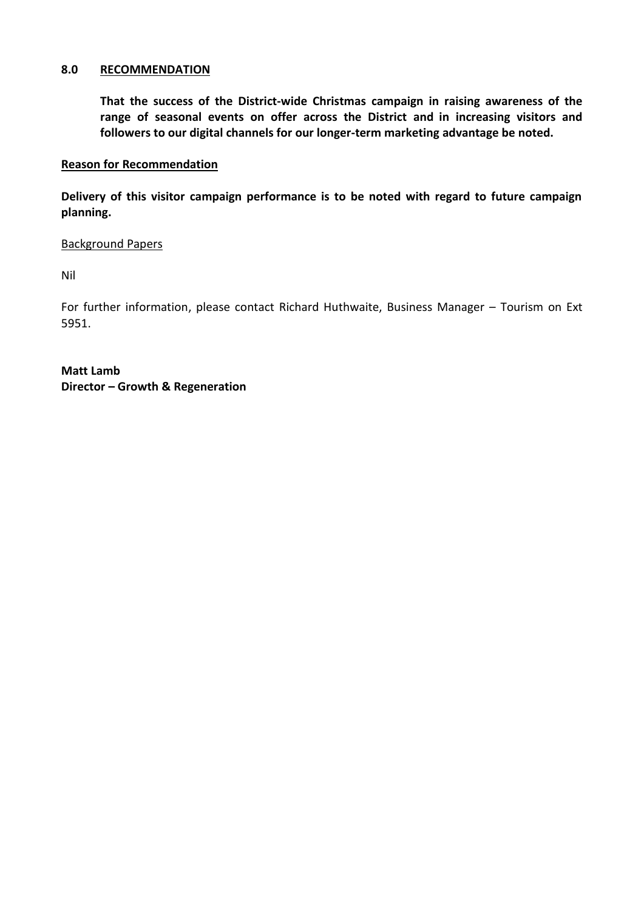## 8.0 RECOMMENDATION

**That the success of the District-wide Christmas campaign in raising awareness of the range of seasonal events on offer across the District and in increasing visitors and followers to our digital channels for our longer-term marketing advantage be noted.**

**Reason for Recommendation**

**Delivery of this visitor campaign performance is to be noted with regard to future campaign planning.**

Background Papers

Nil

For further information, please contact Richard Huthwaite, Business Manager – Tourism on Ext 5951.

**Matt Lamb**
**Director – Growth & Regeneration**